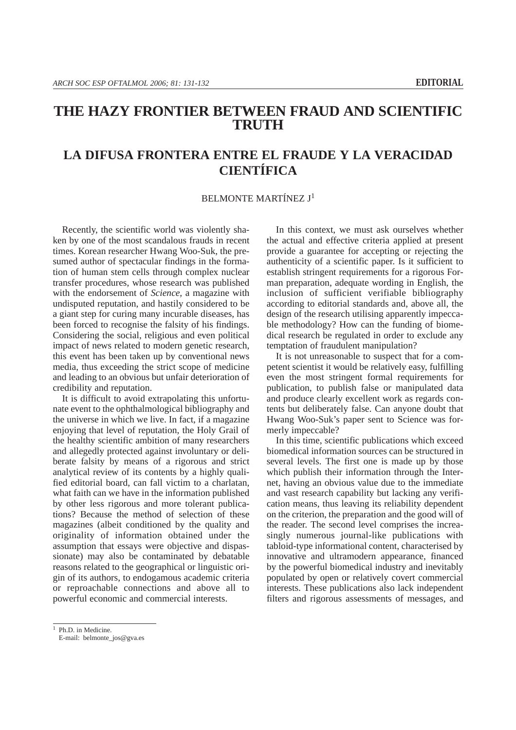# THE HAZY FRONTIER BETWEEN FRAUD AND SCIENTIFIC TRUTH

# LA DIFUSA FRONTERA ENTRE EL FRAUDE Y LA VERACIDAD CIENTÍFICA

BELMONTE MARTÍNEZ J[1]

Recently, the scientific world was violently shaken by one of the most scandalous frauds in recent times. Korean researcher Hwang Woo-Suk, the presumed author of spectacular findings in the formation of human stem cells through complex nuclear transfer procedures, whose research was published with the endorsement of *Science,* a magazine with undisputed reputation, and hastily considered to be a giant step for curing many incurable diseases, has been forced to recognise the falsity of his findings. Considering the social, religious and even political impact of news related to modern genetic research, this event has been taken up by conventional news media, thus exceeding the strict scope of medicine and leading to an obvious but unfair deterioration of credibility and reputation.

It is difficult to avoid extrapolating this unfortunate event to the ophthalmological bibliography and the universe in which we live. In fact, if a magazine enjoying that level of reputation, the Holy Grail of the healthy scientific ambition of many researchers and allegedly protected against involuntary or deliberate falsity by means of a rigorous and strict analytical review of its contents by a highly qualified editorial board, can fall victim to a charlatan, what faith can we have in the information published by other less rigorous and more tolerant publications? Because the method of selection of these magazines (albeit conditioned by the quality and originality of information obtained under the assumption that essays were objective and dispassionate) may also be contaminated by debatable reasons related to the geographical or linguistic origin of its authors, to endogamous academic criteria or reproachable connections and above all to powerful economic and commercial interests.

In this context, we must ask ourselves whether the actual and effective criteria applied at present provide a guarantee for accepting or rejecting the authenticity of a scientific paper. Is it sufficient to establish stringent requirements for a rigorous Forman preparation, adequate wording in English, the inclusion of sufficient verifiable bibliography according to editorial standards and, above all, the design of the research utilising apparently impeccable methodology? How can the funding of biomedical research be regulated in order to exclude any temptation of fraudulent manipulation?

It is not unreasonable to suspect that for a competent scientist it would be relatively easy, fulfilling even the most stringent formal requirements for publication, to publish false or manipulated data and produce clearly excellent work as regards contents but deliberately false. Can anyone doubt that Hwang Woo-Suk's paper sent to Science was formerly impeccable?

In this time, scientific publications which exceed biomedical information sources can be structured in several levels. The first one is made up by those which publish their information through the Internet, having an obvious value due to the immediate and vast research capability but lacking any verification means, thus leaving its reliability dependent on the criterion, the preparation and the good will of the reader. The second level comprises the increasingly numerous journal-like publications with tabloid-type informational content, characterised by innovative and ultramodern appearance, financed by the powerful biomedical industry and inevitably populated by open or relatively covert commercial interests. These publications also lack independent filters and rigorous assessments of messages, and

[1] Ph.D. in Medicine.
E-mail: belmonte_jos@gva.es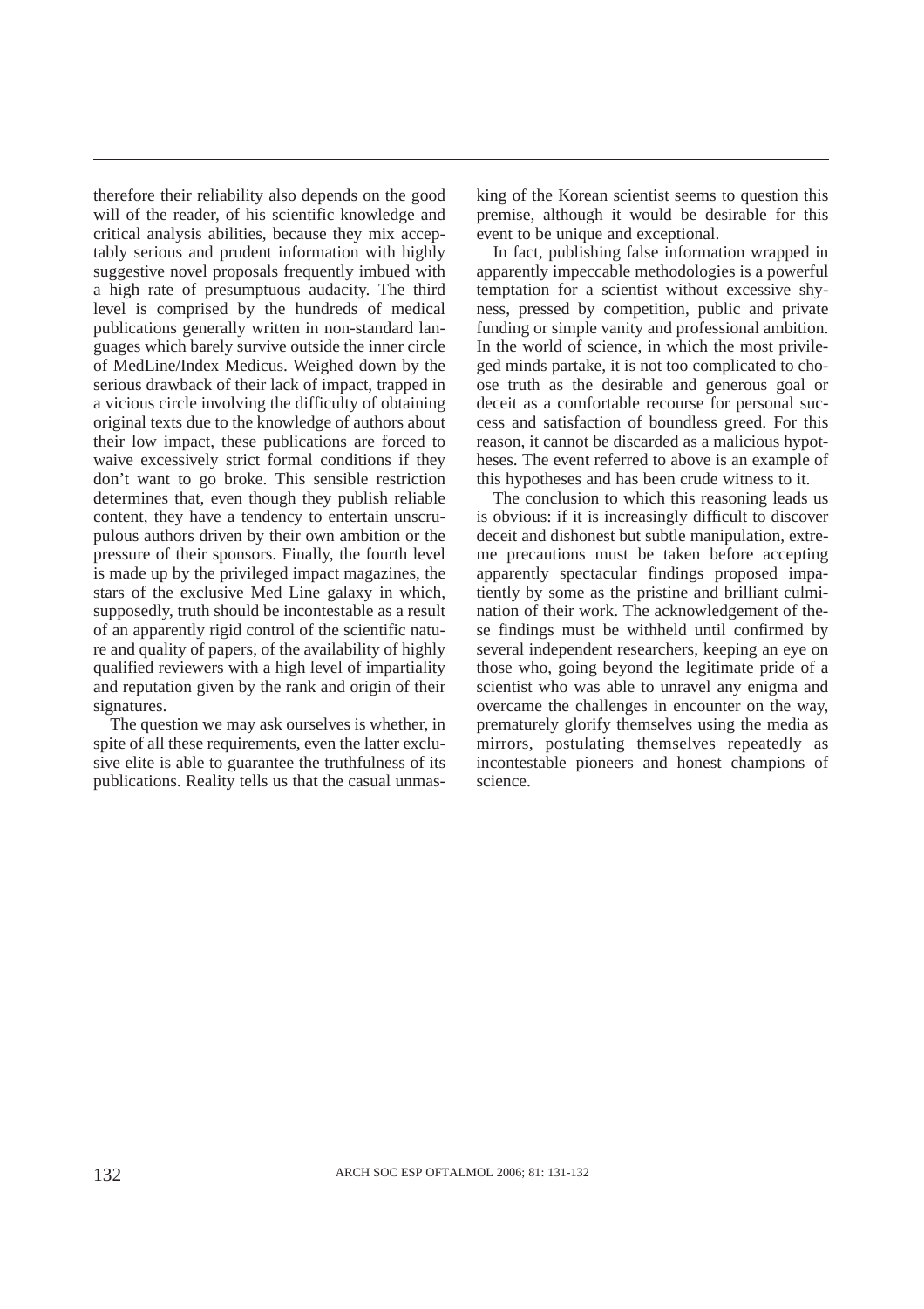therefore their reliability also depends on the good will of the reader, of his scientific knowledge and critical analysis abilities, because they mix acceptably serious and prudent information with highly suggestive novel proposals frequently imbued with a high rate of presumptuous audacity. The third level is comprised by the hundreds of medical publications generally written in non-standard languages which barely survive outside the inner circle of MedLine/Index Medicus. Weighed down by the serious drawback of their lack of impact, trapped in a vicious circle involving the difficulty of obtaining original texts due to the knowledge of authors about their low impact, these publications are forced to waive excessively strict formal conditions if they don't want to go broke. This sensible restriction determines that, even though they publish reliable content, they have a tendency to entertain unscrupulous authors driven by their own ambition or the pressure of their sponsors. Finally, the fourth level is made up by the privileged impact magazines, the stars of the exclusive Med Line galaxy in which, supposedly, truth should be incontestable as a result of an apparently rigid control of the scientific nature and quality of papers, of the availability of highly qualified reviewers with a high level of impartiality and reputation given by the rank and origin of their signatures.

The question we may ask ourselves is whether, in spite of all these requirements, even the latter exclusive elite is able to guarantee the truthfulness of its publications. Reality tells us that the casual unmasking of the Korean scientist seems to question this premise, although it would be desirable for this event to be unique and exceptional.

In fact, publishing false information wrapped in apparently impeccable methodologies is a powerful temptation for a scientist without excessive shyness, pressed by competition, public and private funding or simple vanity and professional ambition. In the world of science, in which the most privileged minds partake, it is not too complicated to choose truth as the desirable and generous goal or deceit as a comfortable recourse for personal success and satisfaction of boundless greed. For this reason, it cannot be discarded as a malicious hypotheses. The event referred to above is an example of this hypotheses and has been crude witness to it.

The conclusion to which this reasoning leads us is obvious: if it is increasingly difficult to discover deceit and dishonest but subtle manipulation, extreme precautions must be taken before accepting apparently spectacular findings proposed impatiently by some as the pristine and brilliant culmination of their work. The acknowledgement of these findings must be withheld until confirmed by several independent researchers, keeping an eye on those who, going beyond the legitimate pride of a scientist who was able to unravel any enigma and overcame the challenges in encounter on the way, prematurely glorify themselves using the media as mirrors, postulating themselves repeatedly as incontestable pioneers and honest champions of science.